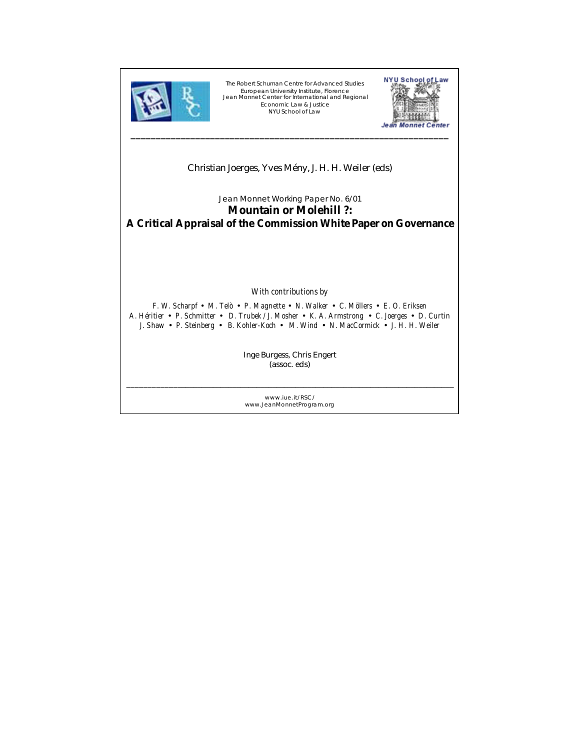The Robert Schuman Centre for Advanced Studies
European University Institute, Florence
Jean Monnet Center for International and Regional
Economic Law & Justice
NYU School of Law

NYU School of Law
Jean Monnet Center

---

Christian Joerges, Yves Mény, J. H. H. Weiler (eds)

Jean Monnet Working Paper No. 6/01

# Mountain or Molehill ?: A Critical Appraisal of the Commission White Paper on Governance

*With contributions by*

*F. W. Scharpf • M. Telò • P. Magnette • N. Walker • C. Möllers • E. O. Eriksen*
*A. Héritier • P. Schmitter • D. Trubek / J. Mosher • K. A. Armstrong • C. Joerges • D. Curtin*
*J. Shaw • P. Steinberg • B. Kohler-Koch • M. Wind • N. MacCormick • J. H. H. Weiler*

Inge Burgess, Chris Engert
(assoc. eds)

---

www.iue.it/RSC/
www.JeanMonnetProgram.org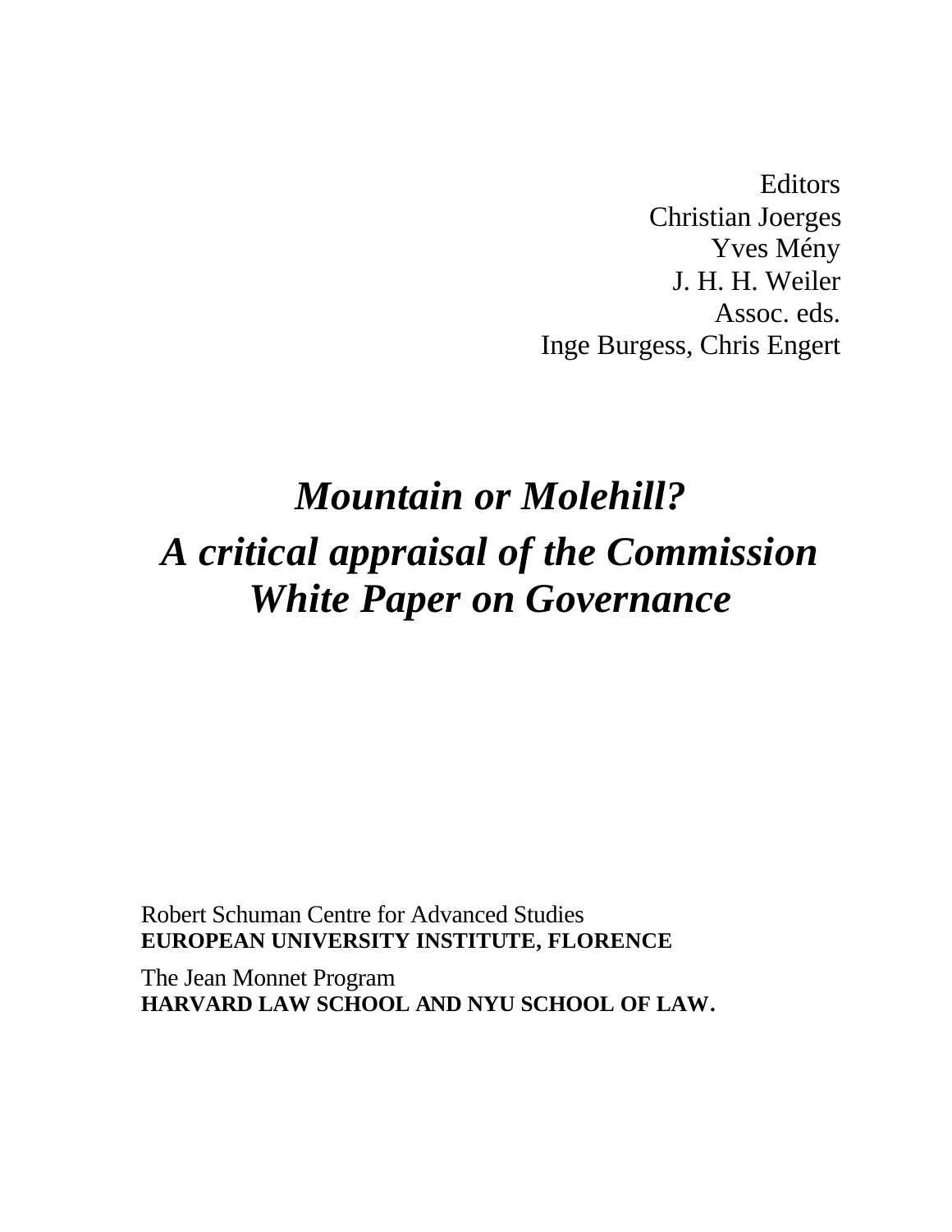Editors
Christian Joerges
Yves Mény
J. H. H. Weiler
Assoc. eds.
Inge Burgess, Chris Engert

# *Mountain or Molehill?*
# *A critical appraisal of the Commission White Paper on Governance*

Robert Schuman Centre for Advanced Studies
**EUROPEAN UNIVERSITY INSTITUTE, FLORENCE**

The Jean Monnet Program
**HARVARD LAW SCHOOL AND NYU SCHOOL OF LAW.**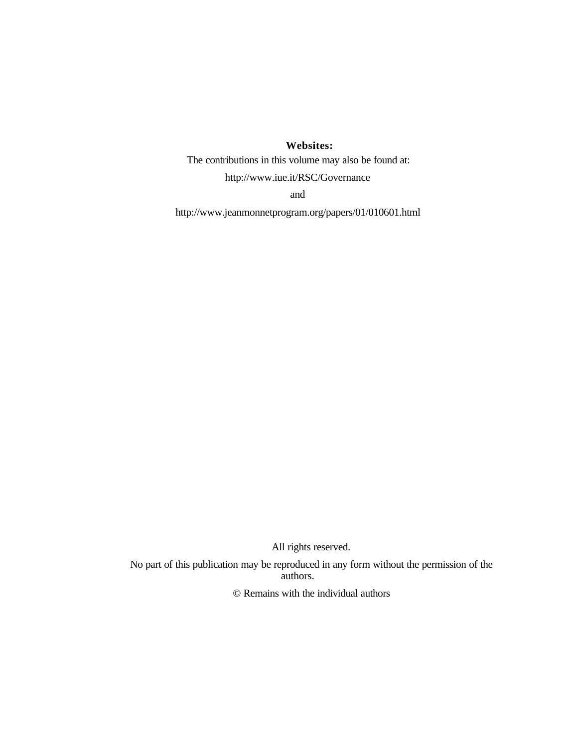**Websites:**

The contributions in this volume may also be found at:

http://www.iue.it/RSC/Governance

and

http://www.jeanmonnetprogram.org/papers/01/010601.html

All rights reserved.

No part of this publication may be reproduced in any form without the permission of the authors.

© Remains with the individual authors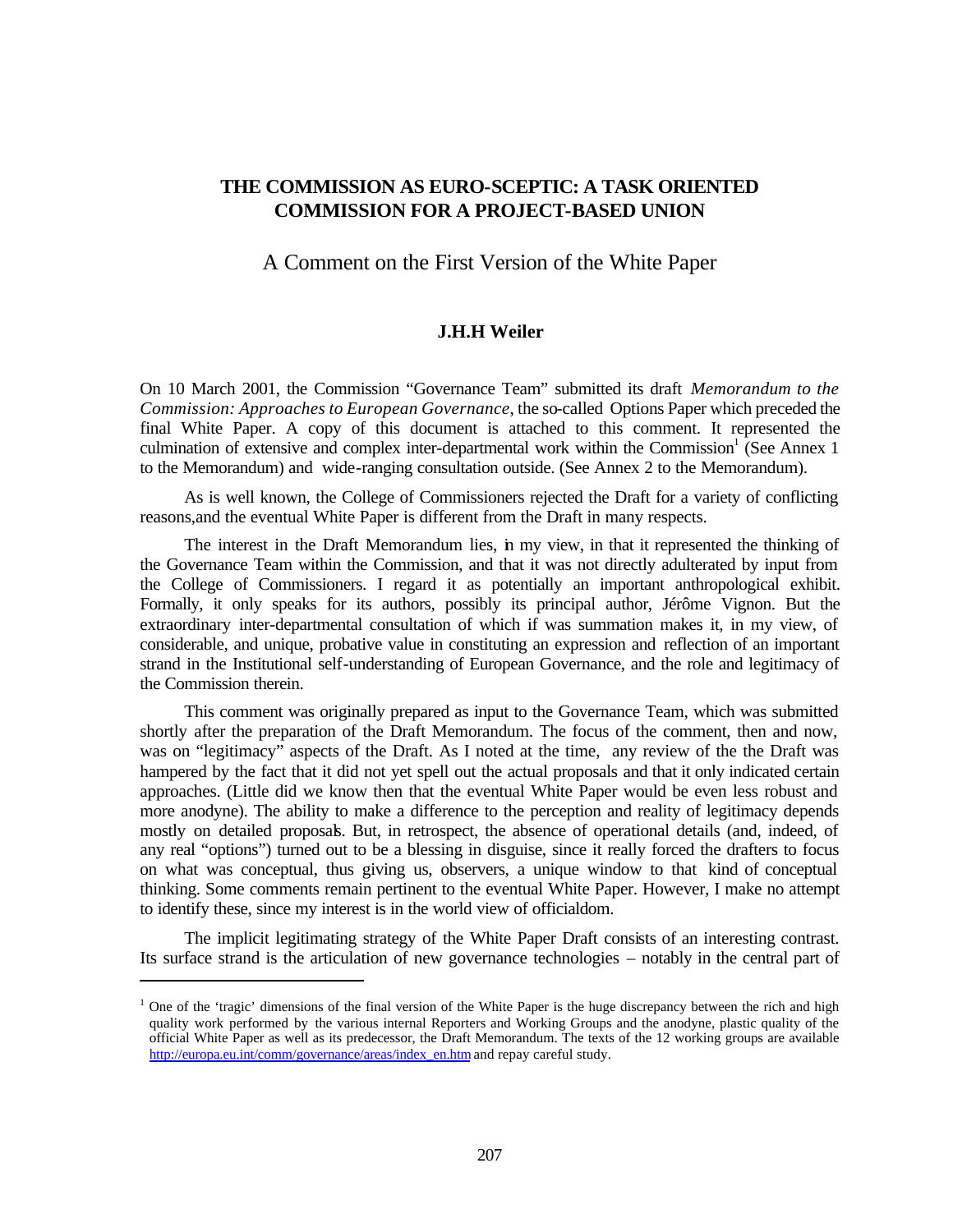# THE COMMISSION AS EURO-SCEPTIC: A TASK ORIENTED COMMISSION FOR A PROJECT-BASED UNION

## A Comment on the First Version of the White Paper

**J.H.H Weiler**

On 10 March 2001, the Commission "Governance Team" submitted its draft *Memorandum to the Commission: Approaches to European Governance*, the so-called Options Paper which preceded the final White Paper. A copy of this document is attached to this comment. It represented the culmination of extensive and complex inter-departmental work within the Commission[1] (See Annex 1 to the Memorandum) and wide-ranging consultation outside. (See Annex 2 to the Memorandum).

As is well known, the College of Commissioners rejected the Draft for a variety of conflicting reasons,and the eventual White Paper is different from the Draft in many respects.

The interest in the Draft Memorandum lies, in my view, in that it represented the thinking of the Governance Team within the Commission, and that it was not directly adulterated by input from the College of Commissioners. I regard it as potentially an important anthropological exhibit. Formally, it only speaks for its authors, possibly its principal author, Jérôme Vignon. But the extraordinary inter-departmental consultation of which if was summation makes it, in my view, of considerable, and unique, probative value in constituting an expression and reflection of an important strand in the Institutional self-understanding of European Governance, and the role and legitimacy of the Commission therein.

This comment was originally prepared as input to the Governance Team, which was submitted shortly after the preparation of the Draft Memorandum. The focus of the comment, then and now, was on "legitimacy" aspects of the Draft. As I noted at the time, any review of the the Draft was hampered by the fact that it did not yet spell out the actual proposals and that it only indicated certain approaches. (Little did we know then that the eventual White Paper would be even less robust and more anodyne). The ability to make a difference to the perception and reality of legitimacy depends mostly on detailed proposals. But, in retrospect, the absence of operational details (and, indeed, of any real "options") turned out to be a blessing in disguise, since it really forced the drafters to focus on what was conceptual, thus giving us, observers, a unique window to that kind of conceptual thinking. Some comments remain pertinent to the eventual White Paper. However, I make no attempt to identify these, since my interest is in the world view of officialdom.

The implicit legitimating strategy of the White Paper Draft consists of an interesting contrast. Its surface strand is the articulation of new governance technologies – notably in the central part of

[1] One of the 'tragic' dimensions of the final version of the White Paper is the huge discrepancy between the rich and high quality work performed by the various internal Reporters and Working Groups and the anodyne, plastic quality of the official White Paper as well as its predecessor, the Draft Memorandum. The texts of the 12 working groups are available http://europa.eu.int/comm/governance/areas/index_en.htm and repay careful study.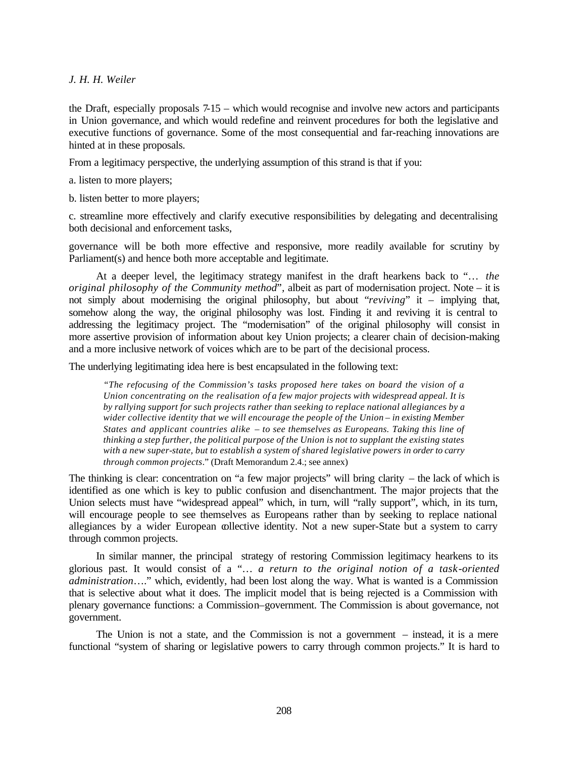the Draft, especially proposals 7-15 – which would recognise and involve new actors and participants in Union governance, and which would redefine and reinvent procedures for both the legislative and executive functions of governance. Some of the most consequential and far-reaching innovations are hinted at in these proposals.

From a legitimacy perspective, the underlying assumption of this strand is that if you:

a. listen to more players;

b. listen better to more players;

c. streamline more effectively and clarify executive responsibilities by delegating and decentralising both decisional and enforcement tasks,

governance will be both more effective and responsive, more readily available for scrutiny by Parliament(s) and hence both more acceptable and legitimate.

At a deeper level, the legitimacy strategy manifest in the draft hearkens back to "… *the original philosophy of the Community method*", albeit as part of modernisation project. Note – it is not simply about modernising the original philosophy, but about "*reviving*" it – implying that, somehow along the way, the original philosophy was lost. Finding it and reviving it is central to addressing the legitimacy project. The "modernisation" of the original philosophy will consist in more assertive provision of information about key Union projects; a clearer chain of decision-making and a more inclusive network of voices which are to be part of the decisional process.

The underlying legitimating idea here is best encapsulated in the following text:

> *"The refocusing of the Commission's tasks proposed here takes on board the vision of a Union concentrating on the realisation of a few major projects with widespread appeal. It is by rallying support for such projects rather than seeking to replace national allegiances by a wider collective identity that we will encourage the people of the Union – in existing Member States and applicant countries alike – to see themselves as Europeans. Taking this line of thinking a step further, the political purpose of the Union is not to supplant the existing states with a new super-state, but to establish a system of shared legislative powers in order to carry through common projects*." (Draft Memorandum 2.4.; see annex)

The thinking is clear: concentration on "a few major projects" will bring clarity – the lack of which is identified as one which is key to public confusion and disenchantment. The major projects that the Union selects must have "widespread appeal" which, in turn, will "rally support", which, in its turn, will encourage people to see themselves as Europeans rather than by seeking to replace national allegiances by a wider European collective identity. Not a new super-State but a system to carry through common projects.

In similar manner, the principal strategy of restoring Commission legitimacy hearkens to its glorious past. It would consist of a "… *a return to the original notion of a task-oriented administration*…." which, evidently, had been lost along the way. What is wanted is a Commission that is selective about what it does. The implicit model that is being rejected is a Commission with plenary governance functions: a Commission–government. The Commission is about governance, not government.

The Union is not a state, and the Commission is not a government – instead, it is a mere functional "system of sharing or legislative powers to carry through common projects." It is hard to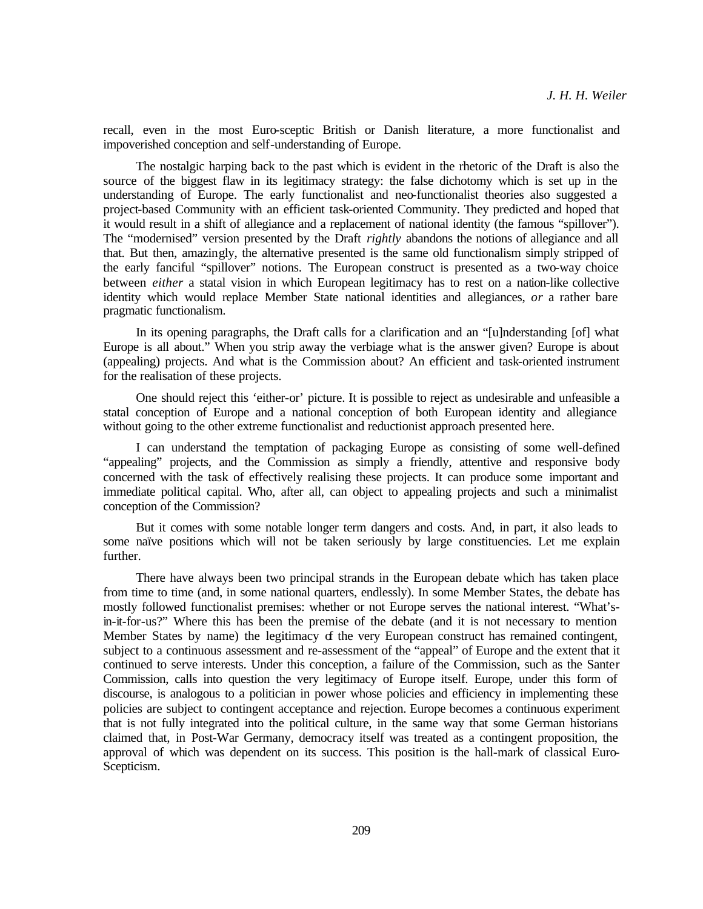recall, even in the most Euro-sceptic British or Danish literature, a more functionalist and impoverished conception and self-understanding of Europe.

The nostalgic harping back to the past which is evident in the rhetoric of the Draft is also the source of the biggest flaw in its legitimacy strategy: the false dichotomy which is set up in the understanding of Europe. The early functionalist and neo-functionalist theories also suggested a project-based Community with an efficient task-oriented Community. They predicted and hoped that it would result in a shift of allegiance and a replacement of national identity (the famous "spillover"). The "modernised" version presented by the Draft *rightly* abandons the notions of allegiance and all that. But then, amazingly, the alternative presented is the same old functionalism simply stripped of the early fanciful "spillover" notions. The European construct is presented as a two-way choice between *either* a statal vision in which European legitimacy has to rest on a nation-like collective identity which would replace Member State national identities and allegiances, *or* a rather bare pragmatic functionalism.

In its opening paragraphs, the Draft calls for a clarification and an "[u]nderstanding [of] what Europe is all about." When you strip away the verbiage what is the answer given? Europe is about (appealing) projects. And what is the Commission about? An efficient and task-oriented instrument for the realisation of these projects.

One should reject this 'either-or' picture. It is possible to reject as undesirable and unfeasible a statal conception of Europe and a national conception of both European identity and allegiance without going to the other extreme functionalist and reductionist approach presented here.

I can understand the temptation of packaging Europe as consisting of some well-defined "appealing" projects, and the Commission as simply a friendly, attentive and responsive body concerned with the task of effectively realising these projects. It can produce some important and immediate political capital. Who, after all, can object to appealing projects and such a minimalist conception of the Commission?

But it comes with some notable longer term dangers and costs. And, in part, it also leads to some naïve positions which will not be taken seriously by large constituencies. Let me explain further.

There have always been two principal strands in the European debate which has taken place from time to time (and, in some national quarters, endlessly). In some Member States, the debate has mostly followed functionalist premises: whether or not Europe serves the national interest. "What's-in-it-for-us?" Where this has been the premise of the debate (and it is not necessary to mention Member States by name) the legitimacy of the very European construct has remained contingent, subject to a continuous assessment and re-assessment of the "appeal" of Europe and the extent that it continued to serve interests. Under this conception, a failure of the Commission, such as the Santer Commission, calls into question the very legitimacy of Europe itself. Europe, under this form of discourse, is analogous to a politician in power whose policies and efficiency in implementing these policies are subject to contingent acceptance and rejection. Europe becomes a continuous experiment that is not fully integrated into the political culture, in the same way that some German historians claimed that, in Post-War Germany, democracy itself was treated as a contingent proposition, the approval of which was dependent on its success. This position is the hall-mark of classical Euro-Scepticism.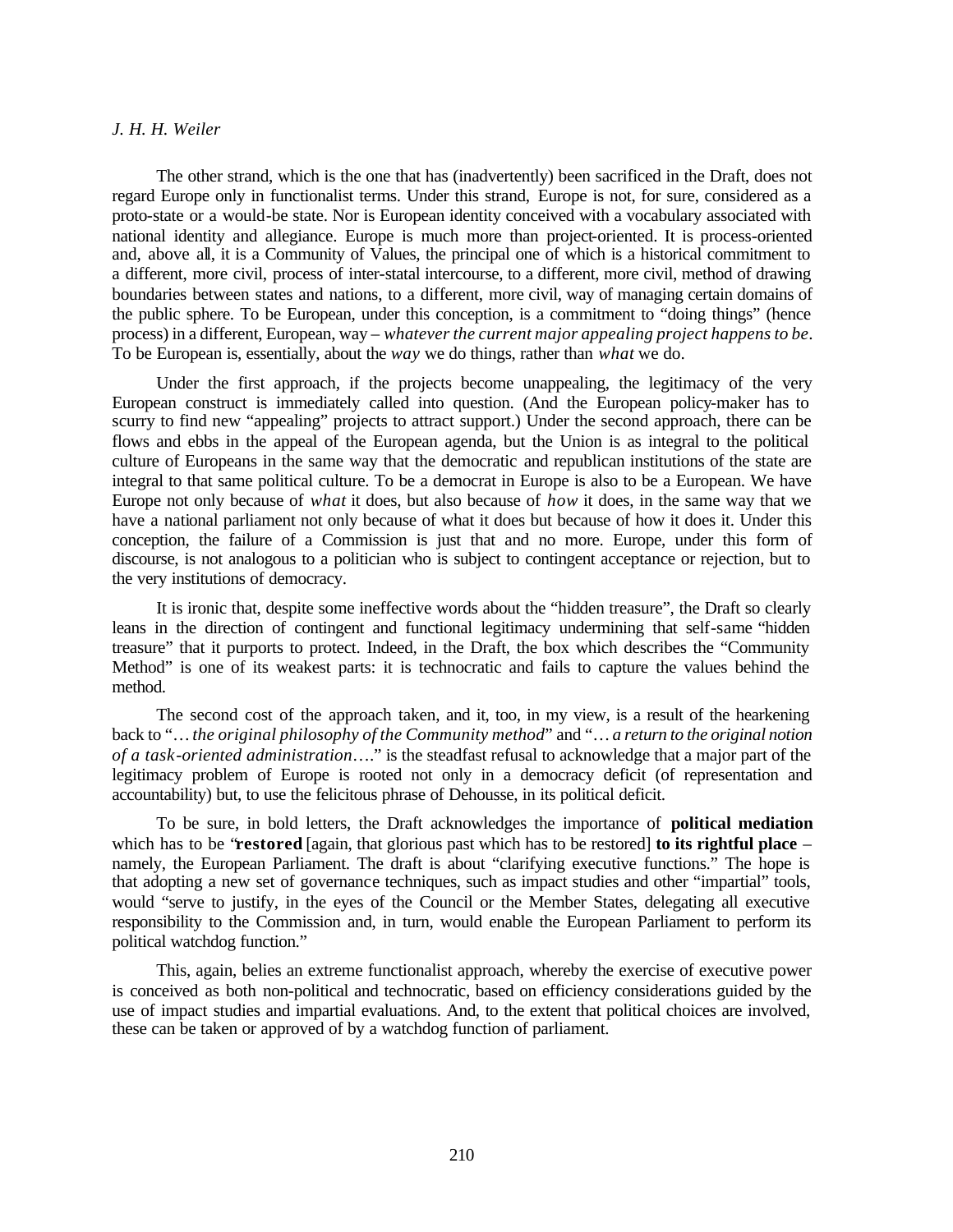The other strand, which is the one that has (inadvertently) been sacrificed in the Draft, does not regard Europe only in functionalist terms. Under this strand, Europe is not, for sure, considered as a proto-state or a would-be state. Nor is European identity conceived with a vocabulary associated with national identity and allegiance. Europe is much more than project-oriented. It is process-oriented and, above all, it is a Community of Values, the principal one of which is a historical commitment to a different, more civil, process of inter-statal intercourse, to a different, more civil, method of drawing boundaries between states and nations, to a different, more civil, way of managing certain domains of the public sphere. To be European, under this conception, is a commitment to "doing things" (hence process) in a different, European, way – *whatever the current major appealing project happens to be*. To be European is, essentially, about the *way* we do things, rather than *what* we do.

Under the first approach, if the projects become unappealing, the legitimacy of the very European construct is immediately called into question. (And the European policy-maker has to scurry to find new "appealing" projects to attract support.) Under the second approach, there can be flows and ebbs in the appeal of the European agenda, but the Union is as integral to the political culture of Europeans in the same way that the democratic and republican institutions of the state are integral to that same political culture. To be a democrat in Europe is also to be a European. We have Europe not only because of *what* it does, but also because of *how* it does, in the same way that we have a national parliament not only because of what it does but because of how it does it. Under this conception, the failure of a Commission is just that and no more. Europe, under this form of discourse, is not analogous to a politician who is subject to contingent acceptance or rejection, but to the very institutions of democracy.

It is ironic that, despite some ineffective words about the "hidden treasure", the Draft so clearly leans in the direction of contingent and functional legitimacy undermining that self-same "hidden treasure" that it purports to protect. Indeed, in the Draft, the box which describes the "Community Method" is one of its weakest parts: it is technocratic and fails to capture the values behind the method.

The second cost of the approach taken, and it, too, in my view, is a result of the hearkening back to "*… the original philosophy of the Community method*" and "*… a return to the original notion of a task-oriented administration….*" is the steadfast refusal to acknowledge that a major part of the legitimacy problem of Europe is rooted not only in a democracy deficit (of representation and accountability) but, to use the felicitous phrase of Dehousse, in its political deficit.

To be sure, in bold letters, the Draft acknowledges the importance of **political mediation** which has to be "**restored** [again, that glorious past which has to be restored] **to its rightful place** – namely, the European Parliament. The draft is about "clarifying executive functions." The hope is that adopting a new set of governance techniques, such as impact studies and other "impartial" tools, would "serve to justify, in the eyes of the Council or the Member States, delegating all executive responsibility to the Commission and, in turn, would enable the European Parliament to perform its political watchdog function."

This, again, belies an extreme functionalist approach, whereby the exercise of executive power is conceived as both non-political and technocratic, based on efficiency considerations guided by the use of impact studies and impartial evaluations. And, to the extent that political choices are involved, these can be taken or approved of by a watchdog function of parliament.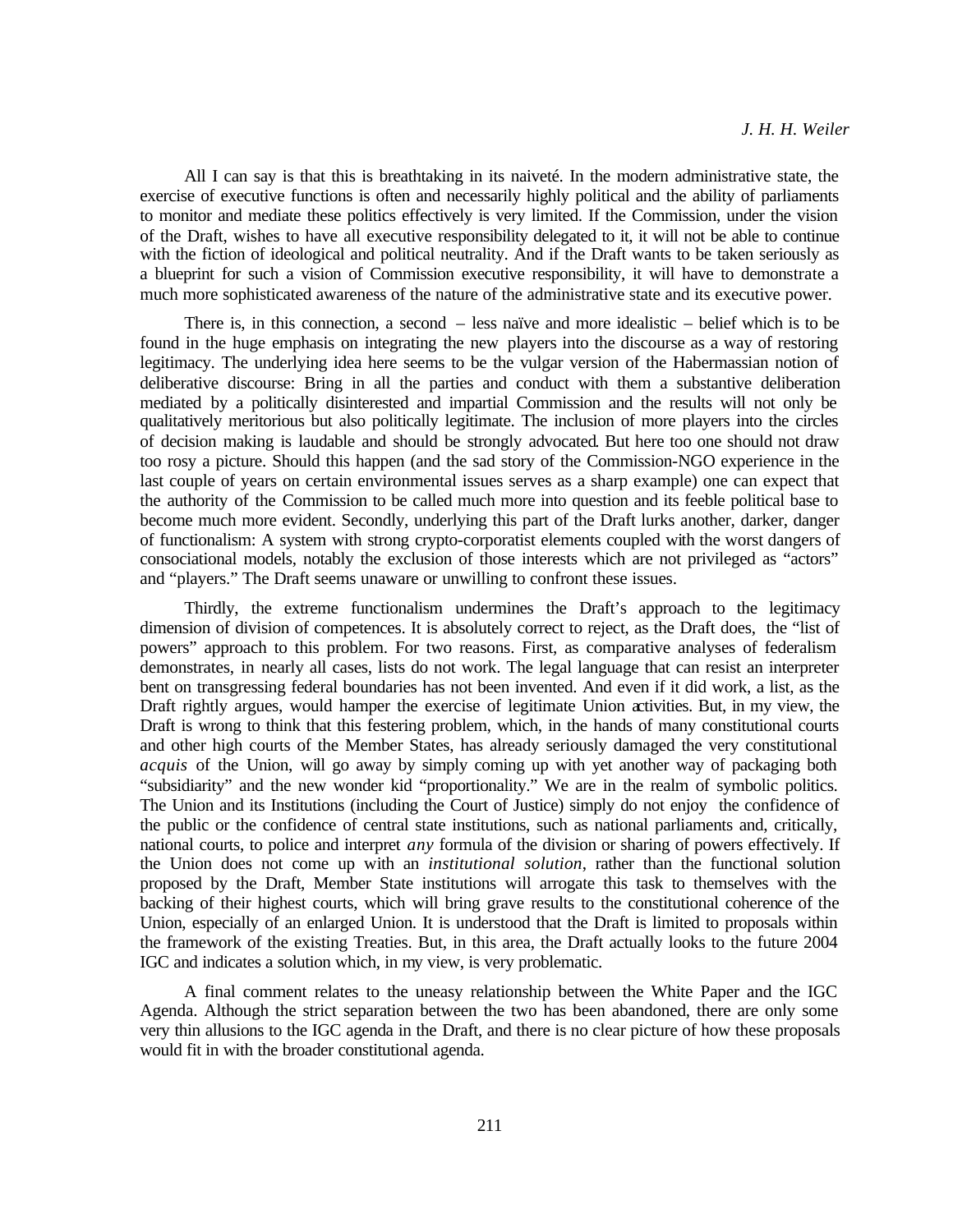All I can say is that this is breathtaking in its naiveté. In the modern administrative state, the exercise of executive functions is often and necessarily highly political and the ability of parliaments to monitor and mediate these politics effectively is very limited. If the Commission, under the vision of the Draft, wishes to have all executive responsibility delegated to it, it will not be able to continue with the fiction of ideological and political neutrality. And if the Draft wants to be taken seriously as a blueprint for such a vision of Commission executive responsibility, it will have to demonstrate a much more sophisticated awareness of the nature of the administrative state and its executive power.

There is, in this connection, a second – less naïve and more idealistic – belief which is to be found in the huge emphasis on integrating the new players into the discourse as a way of restoring legitimacy. The underlying idea here seems to be the vulgar version of the Habermassian notion of deliberative discourse: Bring in all the parties and conduct with them a substantive deliberation mediated by a politically disinterested and impartial Commission and the results will not only be qualitatively meritorious but also politically legitimate. The inclusion of more players into the circles of decision making is laudable and should be strongly advocated. But here too one should not draw too rosy a picture. Should this happen (and the sad story of the Commission-NGO experience in the last couple of years on certain environmental issues serves as a sharp example) one can expect that the authority of the Commission to be called much more into question and its feeble political base to become much more evident. Secondly, underlying this part of the Draft lurks another, darker, danger of functionalism: A system with strong crypto-corporatist elements coupled with the worst dangers of consociational models, notably the exclusion of those interests which are not privileged as "actors" and "players." The Draft seems unaware or unwilling to confront these issues.

Thirdly, the extreme functionalism undermines the Draft's approach to the legitimacy dimension of division of competences. It is absolutely correct to reject, as the Draft does, the "list of powers" approach to this problem. For two reasons. First, as comparative analyses of federalism demonstrates, in nearly all cases, lists do not work. The legal language that can resist an interpreter bent on transgressing federal boundaries has not been invented. And even if it did work, a list, as the Draft rightly argues, would hamper the exercise of legitimate Union activities. But, in my view, the Draft is wrong to think that this festering problem, which, in the hands of many constitutional courts and other high courts of the Member States, has already seriously damaged the very constitutional *acquis* of the Union, will go away by simply coming up with yet another way of packaging both "subsidiarity" and the new wonder kid "proportionality." We are in the realm of symbolic politics. The Union and its Institutions (including the Court of Justice) simply do not enjoy the confidence of the public or the confidence of central state institutions, such as national parliaments and, critically, national courts, to police and interpret *any* formula of the division or sharing of powers effectively. If the Union does not come up with an *institutional solution*, rather than the functional solution proposed by the Draft, Member State institutions will arrogate this task to themselves with the backing of their highest courts, which will bring grave results to the constitutional coherence of the Union, especially of an enlarged Union. It is understood that the Draft is limited to proposals within the framework of the existing Treaties. But, in this area, the Draft actually looks to the future 2004 IGC and indicates a solution which, in my view, is very problematic.

A final comment relates to the uneasy relationship between the White Paper and the IGC Agenda. Although the strict separation between the two has been abandoned, there are only some very thin allusions to the IGC agenda in the Draft, and there is no clear picture of how these proposals would fit in with the broader constitutional agenda.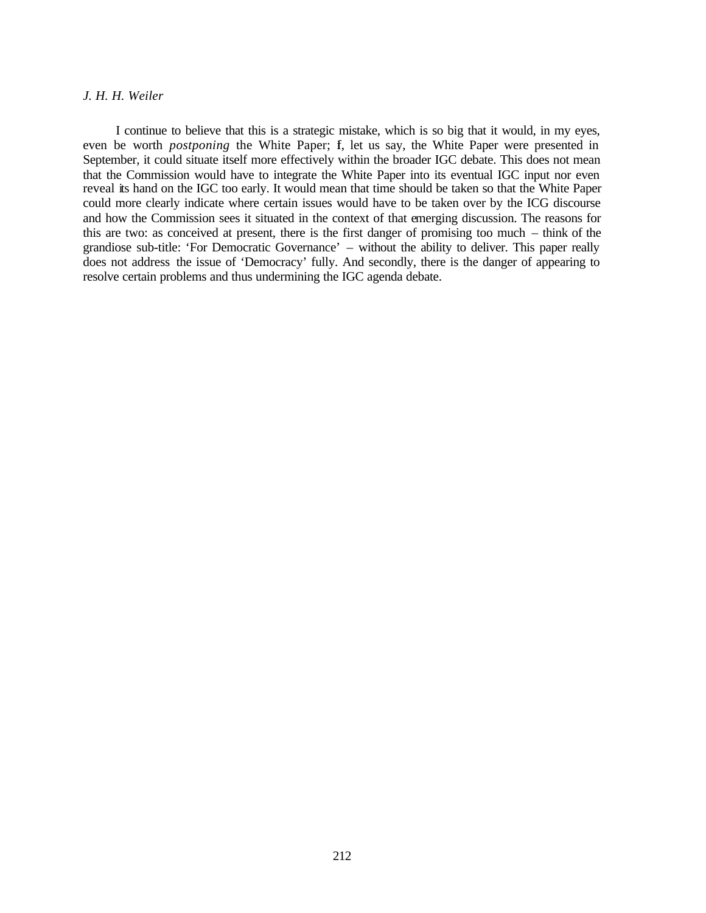I continue to believe that this is a strategic mistake, which is so big that it would, in my eyes, even be worth *postponing* the White Paper; if, let us say, the White Paper were presented in September, it could situate itself more effectively within the broader IGC debate. This does not mean that the Commission would have to integrate the White Paper into its eventual IGC input nor even reveal its hand on the IGC too early. It would mean that time should be taken so that the White Paper could more clearly indicate where certain issues would have to be taken over by the ICG discourse and how the Commission sees it situated in the context of that emerging discussion. The reasons for this are two: as conceived at present, there is the first danger of promising too much – think of the grandiose sub-title: 'For Democratic Governance' – without the ability to deliver. This paper really does not address the issue of 'Democracy' fully. And secondly, there is the danger of appearing to resolve certain problems and thus undermining the IGC agenda debate.